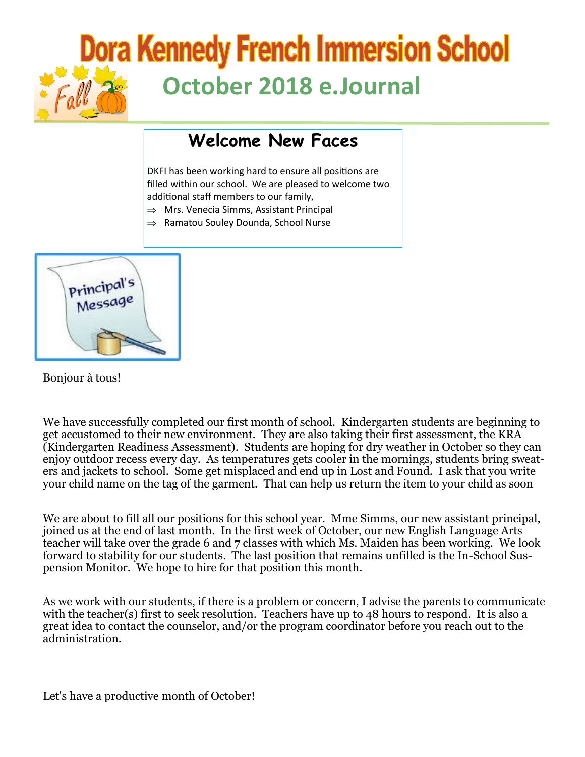# Dora Kennedy French Immersion School

## October 2018 e.Journal

### Welcome New Faces

DKFI has been working hard to ensure all positions are filled within our school. We are pleased to welcome two additional staff members to our family,

⇒ Mrs. Venecia Simms, Assistant Principal
⇒ Ramatou Souley Dounda, School Nurse

### Principal's Message

Bonjour à tous!

We have successfully completed our first month of school. Kindergarten students are beginning to get accustomed to their new environment. They are also taking their first assessment, the KRA (Kindergarten Readiness Assessment). Students are hoping for dry weather in October so they can enjoy outdoor recess every day. As temperatures gets cooler in the mornings, students bring sweaters and jackets to school. Some get misplaced and end up in Lost and Found. I ask that you write your child name on the tag of the garment. That can help us return the item to your child as soon

We are about to fill all our positions for this school year. Mme Simms, our new assistant principal, joined us at the end of last month. In the first week of October, our new English Language Arts teacher will take over the grade 6 and 7 classes with which Ms. Maiden has been working. We look forward to stability for our students. The last position that remains unfilled is the In-School Suspension Monitor. We hope to hire for that position this month.

As we work with our students, if there is a problem or concern, I advise the parents to communicate with the teacher(s) first to seek resolution. Teachers have up to 48 hours to respond. It is also a great idea to contact the counselor, and/or the program coordinator before you reach out to the administration.

Let's have a productive month of October!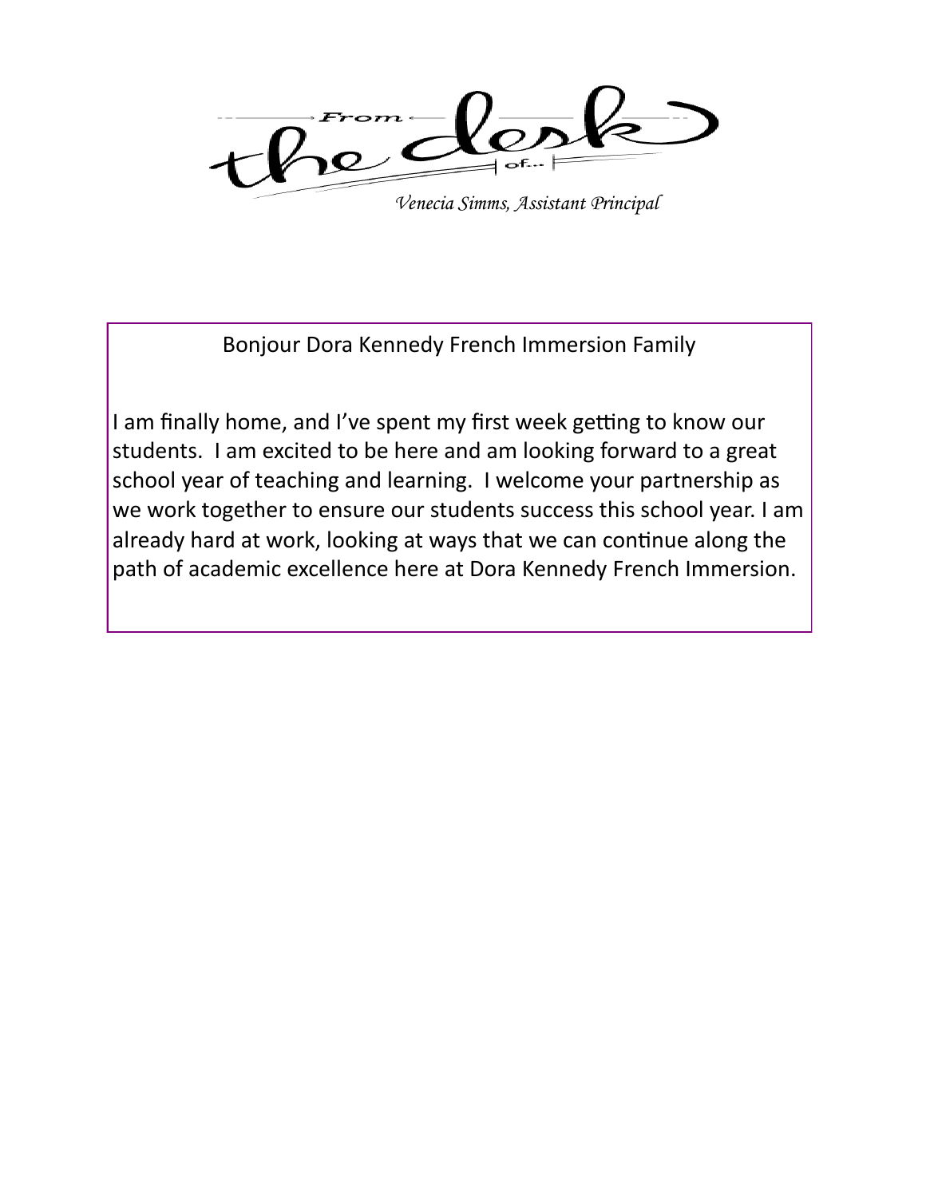# From the desk of...

*Venecia Simms, Assistant Principal*

Bonjour Dora Kennedy French Immersion Family

I am finally home, and I've spent my first week getting to know our students. I am excited to be here and am looking forward to a great school year of teaching and learning. I welcome your partnership as we work together to ensure our students success this school year. I am already hard at work, looking at ways that we can continue along the path of academic excellence here at Dora Kennedy French Immersion.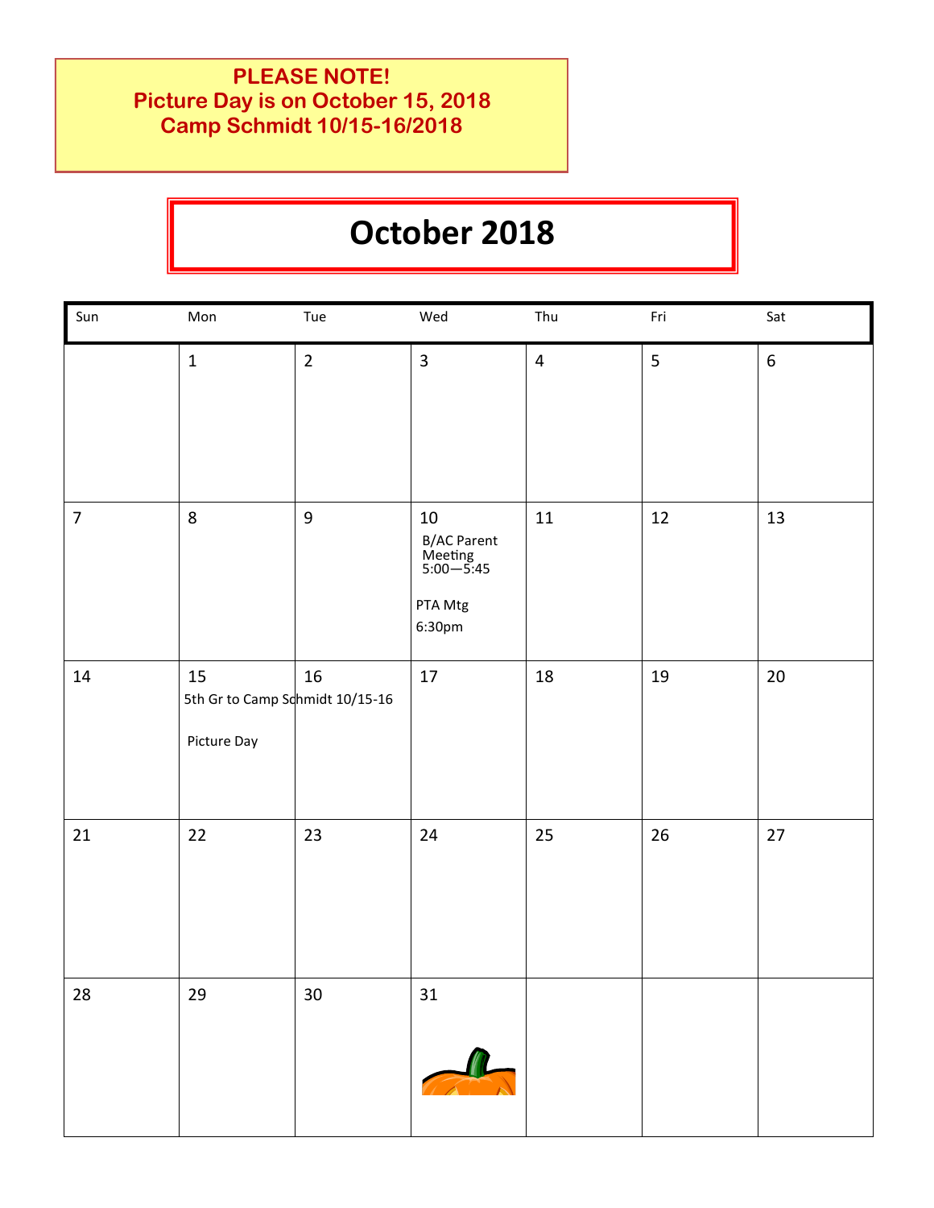**PLEASE NOTE!**
**Picture Day is on October 15, 2018**
**Camp Schmidt 10/15-16/2018**

# October 2018

| Sun | Mon | Tue | Wed | Thu | Fri | Sat |
|---|---|---|---|---|---|---|
| | 1 | 2 | 3 | 4 | 5 | 6 |
| 7 | 8 | 9 | 10<br>B/AC Parent Meeting 5:00—5:45<br><br>PTA Mtg 6:30pm | 11 | 12 | 13 |
| 14 | 15<br>5th Gr to Camp Schmidt 10/15-16<br><br>Picture Day | 16 | 17 | 18 | 19 | 20 |
| 21 | 22 | 23 | 24 | 25 | 26 | 27 |
| 28 | 29 | 30 | 31 | | | |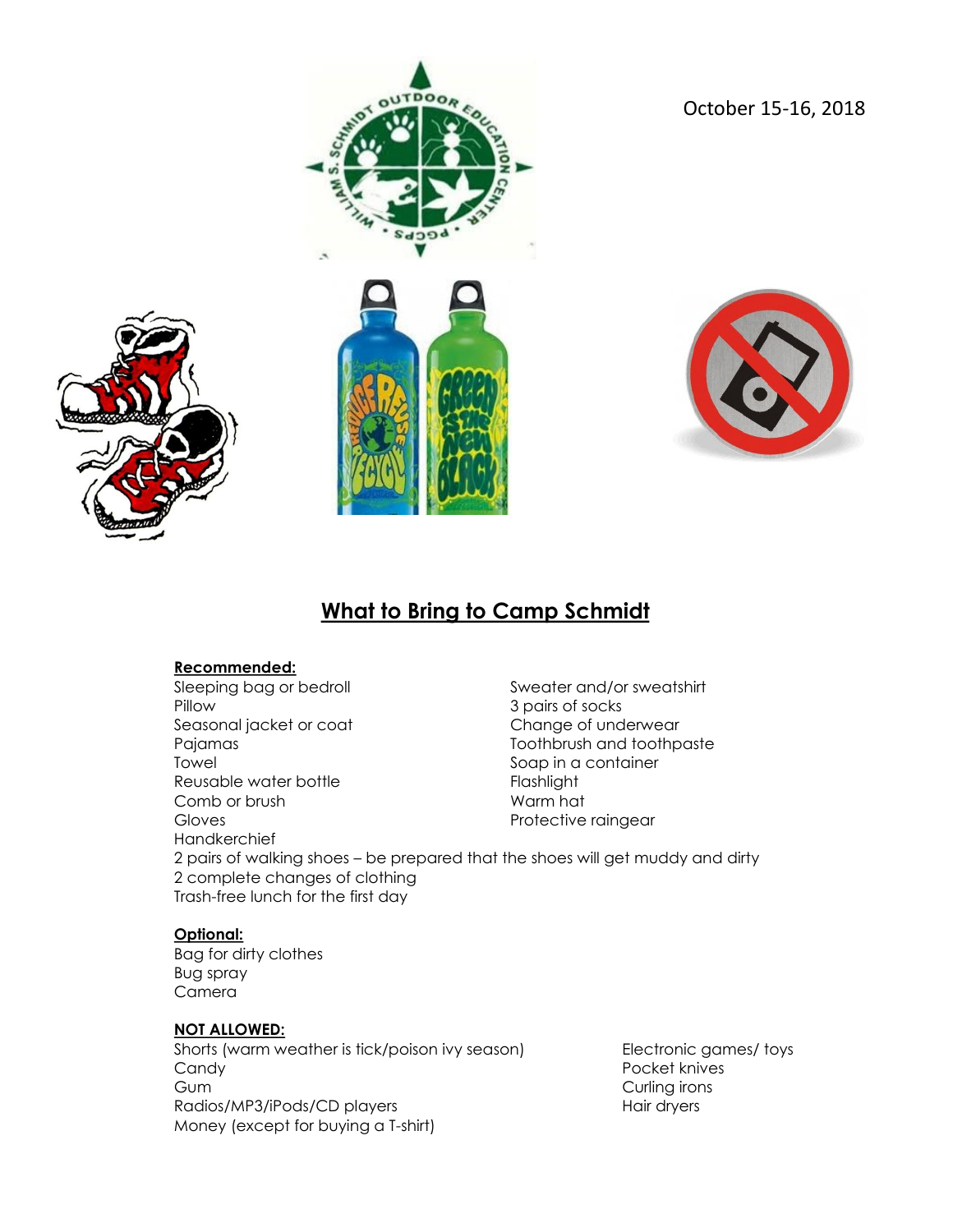October 15-16, 2018

# What to Bring to Camp Schmidt

**Recommended:**

- Sleeping bag or bedroll
- Pillow
- Seasonal jacket or coat
- Pajamas
- Towel
- Reusable water bottle
- Comb or brush
- Gloves
- Handkerchief
- 2 pairs of walking shoes – be prepared that the shoes will get muddy and dirty
- 2 complete changes of clothing
- Trash-free lunch for the first day
- Sweater and/or sweatshirt
- 3 pairs of socks
- Change of underwear
- Toothbrush and toothpaste
- Soap in a container
- Flashlight
- Warm hat
- Protective raingear

**Optional:**

- Bag for dirty clothes
- Bug spray
- Camera

**NOT ALLOWED:**

- Shorts (warm weather is tick/poison ivy season)
- Candy
- Gum
- Radios/MP3/iPods/CD players
- Money (except for buying a T-shirt)
- Electronic games/ toys
- Pocket knives
- Curling irons
- Hair dryers